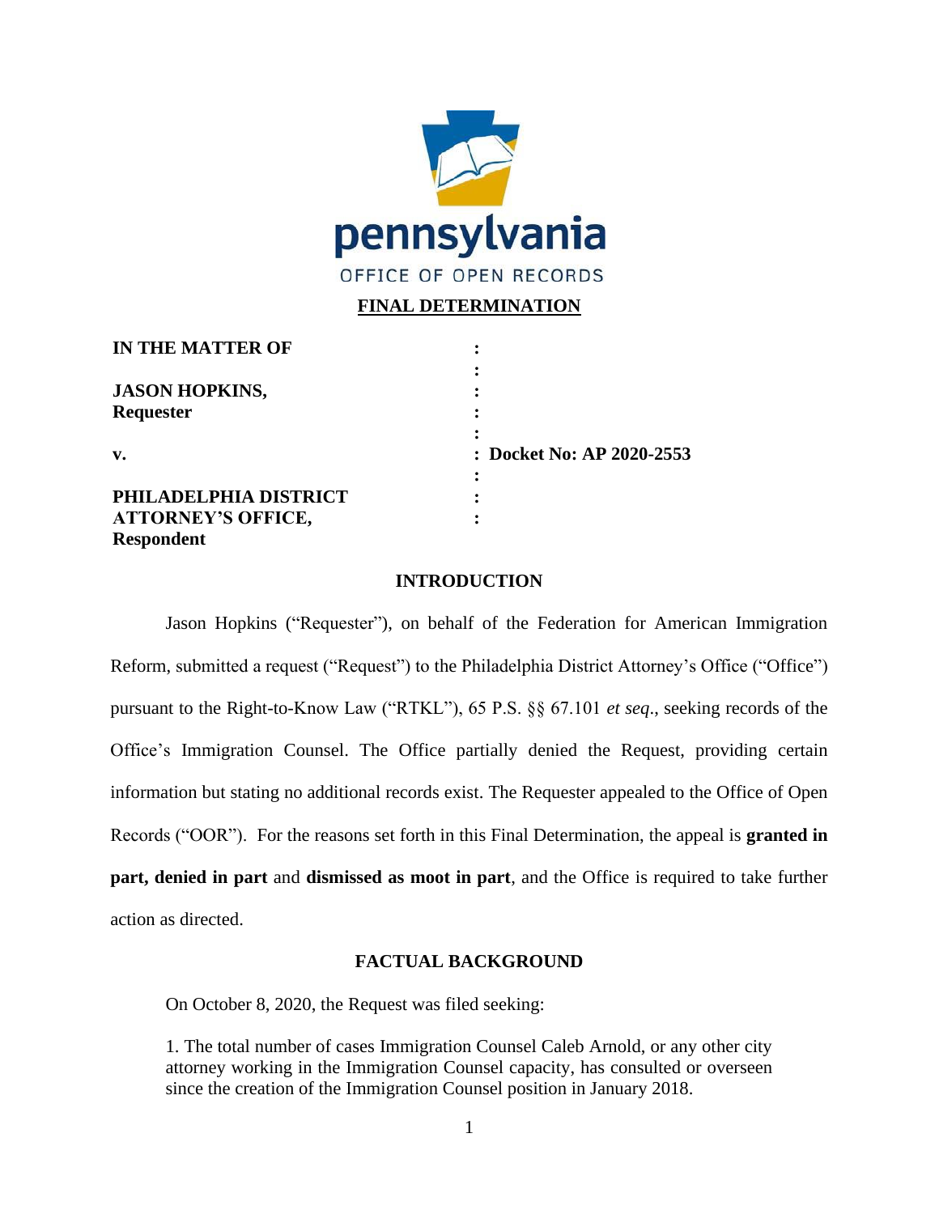pennsylvania

OFFICE OF OPEN RECORDS

## FINAL DETERMINATION

| | |
|---|---|
| **IN THE MATTER OF** | : |
| | : |
| **JASON HOPKINS,** | : |
| **Requester** | : |
| | : |
| **v.** | : **Docket No: AP 2020-2553** |
| | : |
| **PHILADELPHIA DISTRICT** | : |
| **ATTORNEY'S OFFICE,** | : |
| **Respondent** | |

### INTRODUCTION

Jason Hopkins ("Requester"), on behalf of the Federation for American Immigration Reform, submitted a request ("Request") to the Philadelphia District Attorney's Office ("Office") pursuant to the Right-to-Know Law ("RTKL"), 65 P.S. §§ 67.101 *et seq*., seeking records of the Office's Immigration Counsel. The Office partially denied the Request, providing certain information but stating no additional records exist. The Requester appealed to the Office of Open Records ("OOR"). For the reasons set forth in this Final Determination, the appeal is **granted in part, denied in part** and **dismissed as moot in part**, and the Office is required to take further action as directed.

### FACTUAL BACKGROUND

On October 8, 2020, the Request was filed seeking:

> 1. The total number of cases Immigration Counsel Caleb Arnold, or any other city attorney working in the Immigration Counsel capacity, has consulted or overseen since the creation of the Immigration Counsel position in January 2018.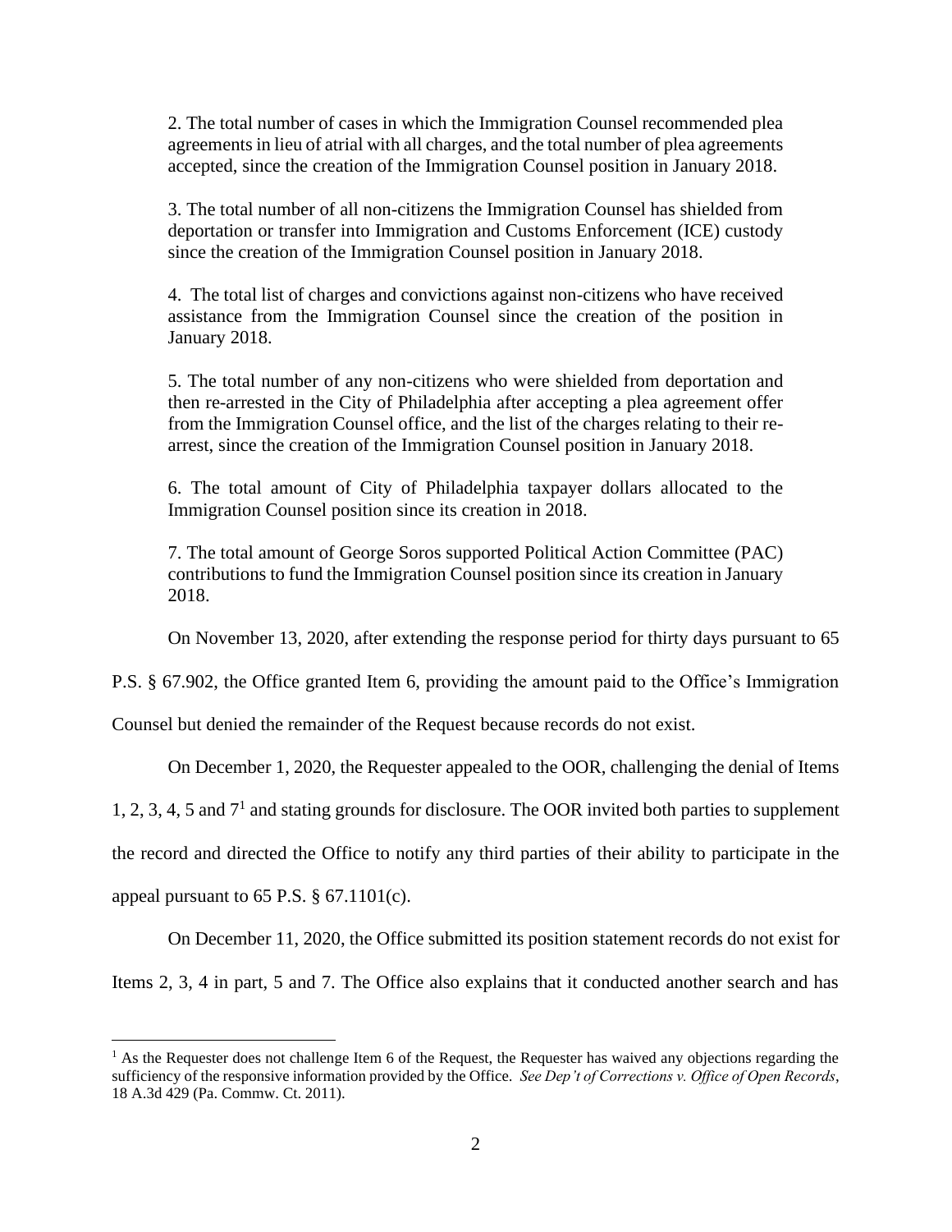2. The total number of cases in which the Immigration Counsel recommended plea agreements in lieu of atrial with all charges, and the total number of plea agreements accepted, since the creation of the Immigration Counsel position in January 2018.

3. The total number of all non-citizens the Immigration Counsel has shielded from deportation or transfer into Immigration and Customs Enforcement (ICE) custody since the creation of the Immigration Counsel position in January 2018.

4. The total list of charges and convictions against non-citizens who have received assistance from the Immigration Counsel since the creation of the position in January 2018.

5. The total number of any non-citizens who were shielded from deportation and then re-arrested in the City of Philadelphia after accepting a plea agreement offer from the Immigration Counsel office, and the list of the charges relating to their re-arrest, since the creation of the Immigration Counsel position in January 2018.

6. The total amount of City of Philadelphia taxpayer dollars allocated to the Immigration Counsel position since its creation in 2018.

7. The total amount of George Soros supported Political Action Committee (PAC) contributions to fund the Immigration Counsel position since its creation in January 2018.

On November 13, 2020, after extending the response period for thirty days pursuant to 65 P.S. § 67.902, the Office granted Item 6, providing the amount paid to the Office's Immigration Counsel but denied the remainder of the Request because records do not exist.

On December 1, 2020, the Requester appealed to the OOR, challenging the denial of Items 1, 2, 3, 4, 5 and 7[1] and stating grounds for disclosure. The OOR invited both parties to supplement the record and directed the Office to notify any third parties of their ability to participate in the appeal pursuant to 65 P.S. § 67.1101(c).

On December 11, 2020, the Office submitted its position statement records do not exist for Items 2, 3, 4 in part, 5 and 7. The Office also explains that it conducted another search and has

[1] As the Requester does not challenge Item 6 of the Request, the Requester has waived any objections regarding the sufficiency of the responsive information provided by the Office. *See Dep't of Corrections v. Office of Open Records*, 18 A.3d 429 (Pa. Commw. Ct. 2011).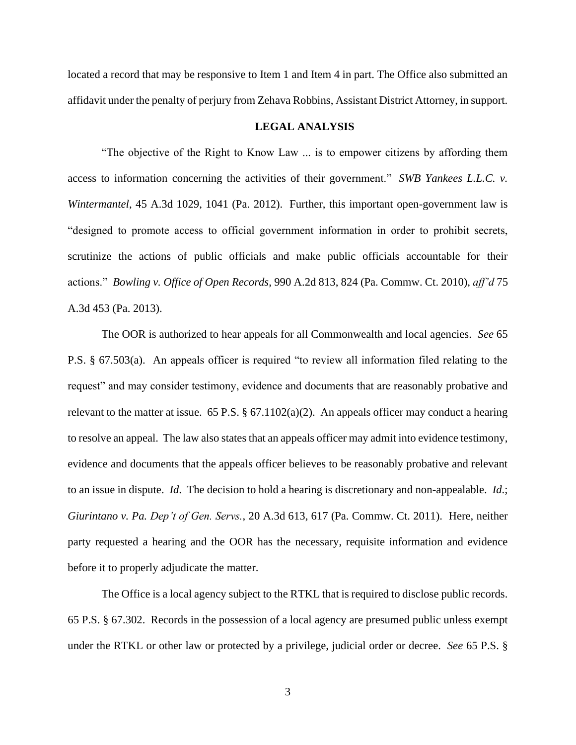located a record that may be responsive to Item 1 and Item 4 in part. The Office also submitted an affidavit under the penalty of perjury from Zehava Robbins, Assistant District Attorney, in support.

**LEGAL ANALYSIS**

"The objective of the Right to Know Law ... is to empower citizens by affording them access to information concerning the activities of their government." *SWB Yankees L.L.C. v. Wintermantel*, 45 A.3d 1029, 1041 (Pa. 2012). Further, this important open-government law is "designed to promote access to official government information in order to prohibit secrets, scrutinize the actions of public officials and make public officials accountable for their actions." *Bowling v. Office of Open Records*, 990 A.2d 813, 824 (Pa. Commw. Ct. 2010), *aff'd* 75 A.3d 453 (Pa. 2013).

The OOR is authorized to hear appeals for all Commonwealth and local agencies. *See* 65 P.S. § 67.503(a). An appeals officer is required "to review all information filed relating to the request" and may consider testimony, evidence and documents that are reasonably probative and relevant to the matter at issue. 65 P.S. § 67.1102(a)(2). An appeals officer may conduct a hearing to resolve an appeal. The law also states that an appeals officer may admit into evidence testimony, evidence and documents that the appeals officer believes to be reasonably probative and relevant to an issue in dispute. *Id*. The decision to hold a hearing is discretionary and non-appealable. *Id*.; *Giurintano v. Pa. Dep't of Gen. Servs.*, 20 A.3d 613, 617 (Pa. Commw. Ct. 2011). Here, neither party requested a hearing and the OOR has the necessary, requisite information and evidence before it to properly adjudicate the matter.

The Office is a local agency subject to the RTKL that is required to disclose public records. 65 P.S. § 67.302. Records in the possession of a local agency are presumed public unless exempt under the RTKL or other law or protected by a privilege, judicial order or decree. *See* 65 P.S. §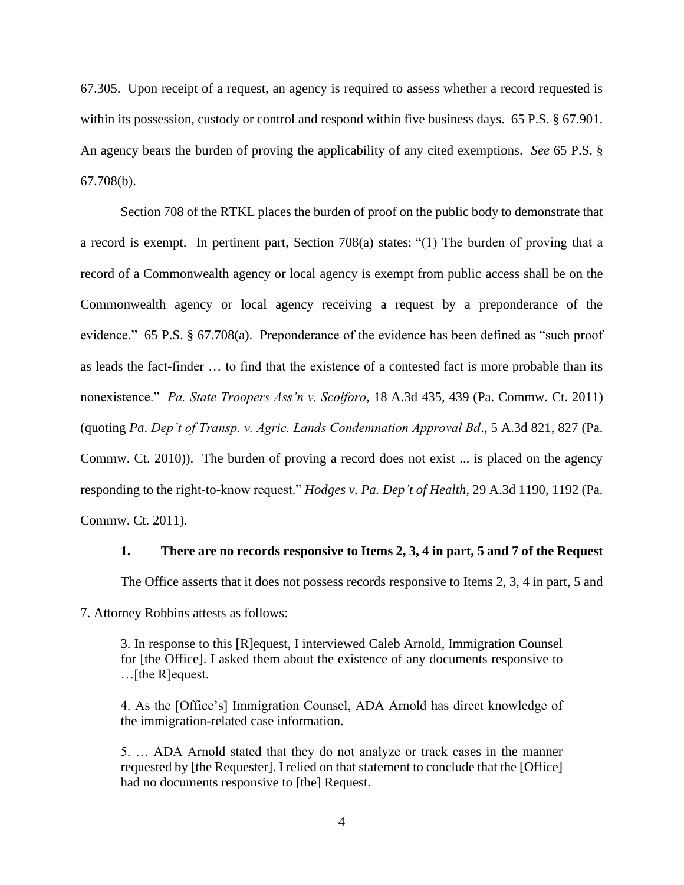67.305. Upon receipt of a request, an agency is required to assess whether a record requested is within its possession, custody or control and respond within five business days. 65 P.S. § 67.901. An agency bears the burden of proving the applicability of any cited exemptions. *See* 65 P.S. § 67.708(b).

Section 708 of the RTKL places the burden of proof on the public body to demonstrate that a record is exempt. In pertinent part, Section 708(a) states: "(1) The burden of proving that a record of a Commonwealth agency or local agency is exempt from public access shall be on the Commonwealth agency or local agency receiving a request by a preponderance of the evidence." 65 P.S. § 67.708(a). Preponderance of the evidence has been defined as "such proof as leads the fact-finder … to find that the existence of a contested fact is more probable than its nonexistence." *Pa. State Troopers Ass'n v. Scolforo*, 18 A.3d 435, 439 (Pa. Commw. Ct. 2011) (quoting *Pa. Dep't of Transp. v. Agric. Lands Condemnation Approval Bd*., 5 A.3d 821, 827 (Pa. Commw. Ct. 2010)). The burden of proving a record does not exist ... is placed on the agency responding to the right-to-know request." *Hodges v. Pa. Dep't of Health*, 29 A.3d 1190, 1192 (Pa. Commw. Ct. 2011).

**1. There are no records responsive to Items 2, 3, 4 in part, 5 and 7 of the Request**

The Office asserts that it does not possess records responsive to Items 2, 3, 4 in part, 5 and 7. Attorney Robbins attests as follows:

> 3. In response to this [R]equest, I interviewed Caleb Arnold, Immigration Counsel for [the Office]. I asked them about the existence of any documents responsive to …[the R]equest.
>
> 4. As the [Office's] Immigration Counsel, ADA Arnold has direct knowledge of the immigration-related case information.
>
> 5. … ADA Arnold stated that they do not analyze or track cases in the manner requested by [the Requester]. I relied on that statement to conclude that the [Office] had no documents responsive to [the] Request.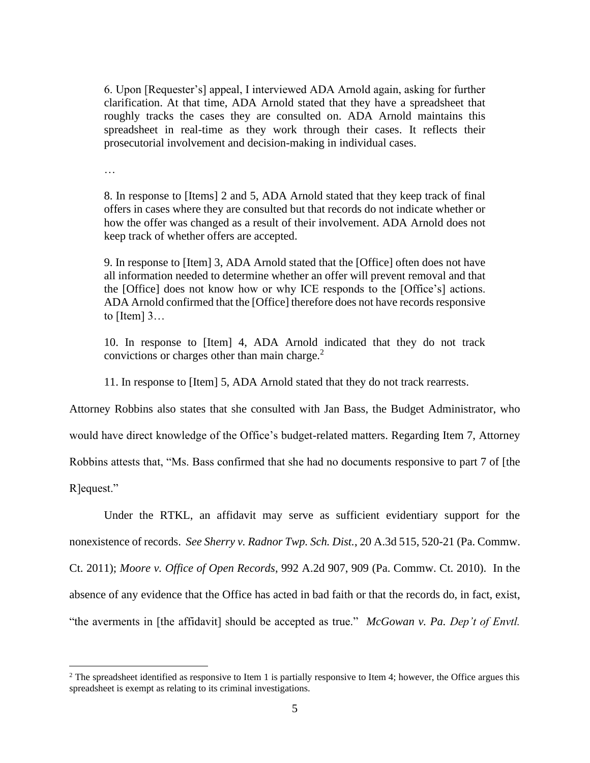> 6. Upon [Requester's] appeal, I interviewed ADA Arnold again, asking for further clarification. At that time, ADA Arnold stated that they have a spreadsheet that roughly tracks the cases they are consulted on. ADA Arnold maintains this spreadsheet in real-time as they work through their cases. It reflects their prosecutorial involvement and decision-making in individual cases.
>
> …
>
> 8. In response to [Items] 2 and 5, ADA Arnold stated that they keep track of final offers in cases where they are consulted but that records do not indicate whether or how the offer was changed as a result of their involvement. ADA Arnold does not keep track of whether offers are accepted.
>
> 9. In response to [Item] 3, ADA Arnold stated that the [Office] often does not have all information needed to determine whether an offer will prevent removal and that the [Office] does not know how or why ICE responds to the [Office's] actions. ADA Arnold confirmed that the [Office] therefore does not have records responsive to [Item] 3…
>
> 10. In response to [Item] 4, ADA Arnold indicated that they do not track convictions or charges other than main charge.[2]
>
> 11. In response to [Item] 5, ADA Arnold stated that they do not track rearrests.

Attorney Robbins also states that she consulted with Jan Bass, the Budget Administrator, who would have direct knowledge of the Office's budget-related matters. Regarding Item 7, Attorney Robbins attests that, "Ms. Bass confirmed that she had no documents responsive to part 7 of [the R]equest."

Under the RTKL, an affidavit may serve as sufficient evidentiary support for the nonexistence of records. *See Sherry v. Radnor Twp. Sch. Dist.*, 20 A.3d 515, 520-21 (Pa. Commw. Ct. 2011); *Moore v. Office of Open Records*, 992 A.2d 907, 909 (Pa. Commw. Ct. 2010). In the absence of any evidence that the Office has acted in bad faith or that the records do, in fact, exist, "the averments in [the affidavit] should be accepted as true." *McGowan v. Pa. Dep't of Envtl.*

---

[2] The spreadsheet identified as responsive to Item 1 is partially responsive to Item 4; however, the Office argues this spreadsheet is exempt as relating to its criminal investigations.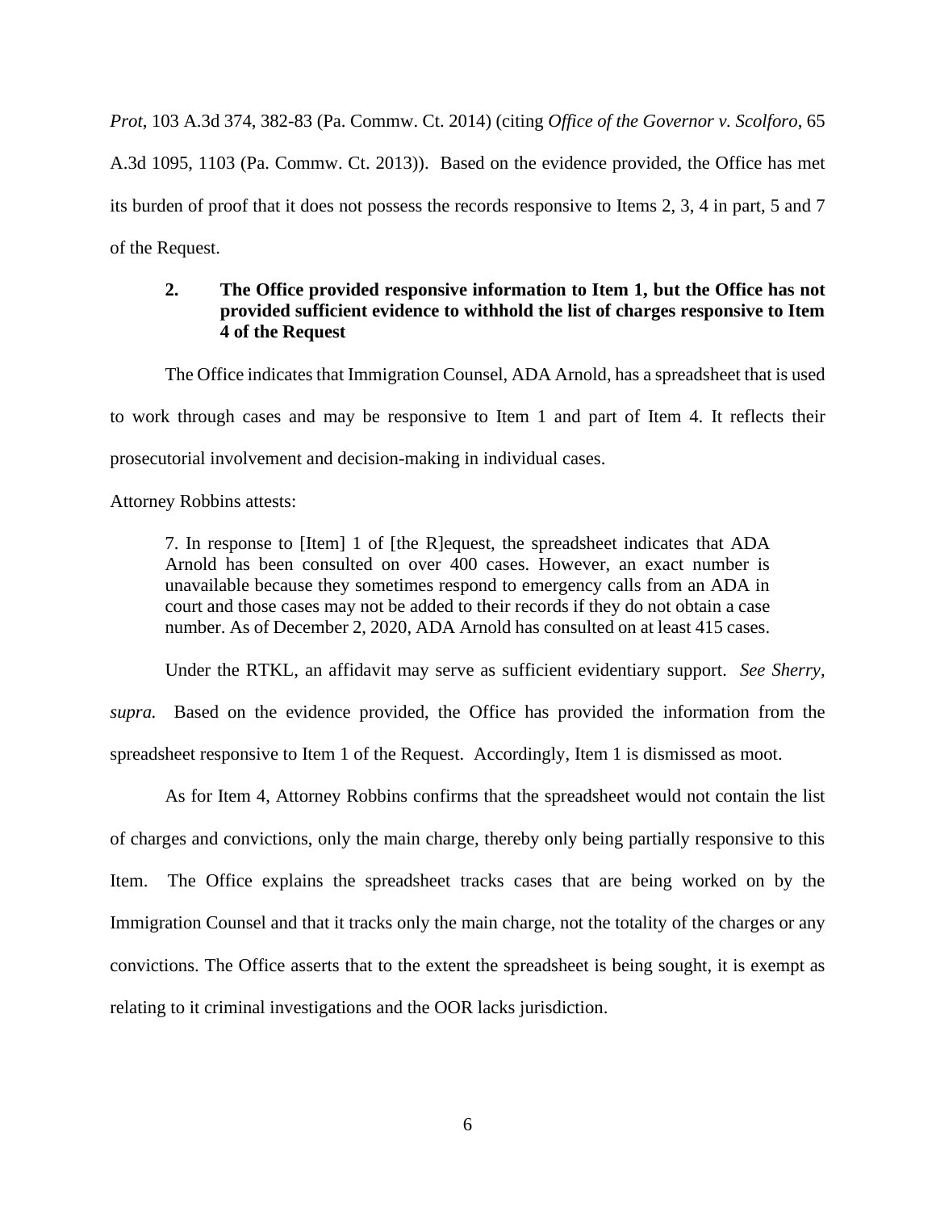*Prot*, 103 A.3d 374, 382-83 (Pa. Commw. Ct. 2014) (citing *Office of the Governor v. Scolforo*, 65 A.3d 1095, 1103 (Pa. Commw. Ct. 2013)). Based on the evidence provided, the Office has met its burden of proof that it does not possess the records responsive to Items 2, 3, 4 in part, 5 and 7 of the Request.

**2. The Office provided responsive information to Item 1, but the Office has not provided sufficient evidence to withhold the list of charges responsive to Item 4 of the Request**

The Office indicates that Immigration Counsel, ADA Arnold, has a spreadsheet that is used to work through cases and may be responsive to Item 1 and part of Item 4. It reflects their prosecutorial involvement and decision-making in individual cases.

Attorney Robbins attests:

> 7. In response to [Item] 1 of [the R]equest, the spreadsheet indicates that ADA Arnold has been consulted on over 400 cases. However, an exact number is unavailable because they sometimes respond to emergency calls from an ADA in court and those cases may not be added to their records if they do not obtain a case number. As of December 2, 2020, ADA Arnold has consulted on at least 415 cases.

Under the RTKL, an affidavit may serve as sufficient evidentiary support. *See Sherry, supra.* Based on the evidence provided, the Office has provided the information from the spreadsheet responsive to Item 1 of the Request. Accordingly, Item 1 is dismissed as moot.

As for Item 4, Attorney Robbins confirms that the spreadsheet would not contain the list of charges and convictions, only the main charge, thereby only being partially responsive to this Item. The Office explains the spreadsheet tracks cases that are being worked on by the Immigration Counsel and that it tracks only the main charge, not the totality of the charges or any convictions. The Office asserts that to the extent the spreadsheet is being sought, it is exempt as relating to it criminal investigations and the OOR lacks jurisdiction.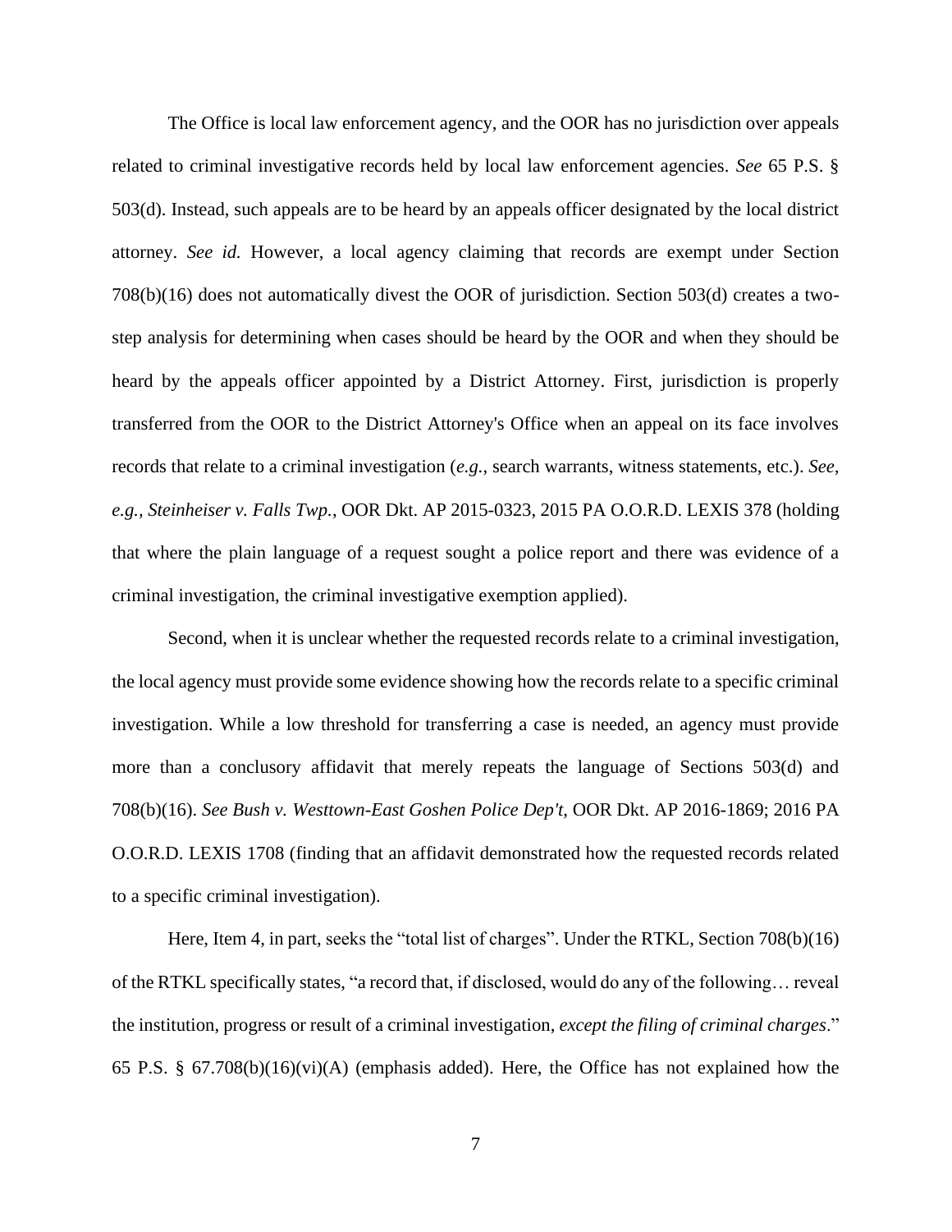The Office is local law enforcement agency, and the OOR has no jurisdiction over appeals related to criminal investigative records held by local law enforcement agencies. *See* 65 P.S. § 503(d). Instead, such appeals are to be heard by an appeals officer designated by the local district attorney. *See id.* However, a local agency claiming that records are exempt under Section 708(b)(16) does not automatically divest the OOR of jurisdiction. Section 503(d) creates a two-step analysis for determining when cases should be heard by the OOR and when they should be heard by the appeals officer appointed by a District Attorney. First, jurisdiction is properly transferred from the OOR to the District Attorney's Office when an appeal on its face involves records that relate to a criminal investigation (*e.g.*, search warrants, witness statements, etc.). *See, e.g., Steinheiser v. Falls Twp.*, OOR Dkt. AP 2015-0323, 2015 PA O.O.R.D. LEXIS 378 (holding that where the plain language of a request sought a police report and there was evidence of a criminal investigation, the criminal investigative exemption applied).

Second, when it is unclear whether the requested records relate to a criminal investigation, the local agency must provide some evidence showing how the records relate to a specific criminal investigation. While a low threshold for transferring a case is needed, an agency must provide more than a conclusory affidavit that merely repeats the language of Sections 503(d) and 708(b)(16). *See Bush v. Westtown-East Goshen Police Dep't*, OOR Dkt. AP 2016-1869; 2016 PA O.O.R.D. LEXIS 1708 (finding that an affidavit demonstrated how the requested records related to a specific criminal investigation).

Here, Item 4, in part, seeks the "total list of charges". Under the RTKL, Section 708(b)(16) of the RTKL specifically states, "a record that, if disclosed, would do any of the following… reveal the institution, progress or result of a criminal investigation, *except the filing of criminal charges*." 65 P.S. § 67.708(b)(16)(vi)(A) (emphasis added). Here, the Office has not explained how the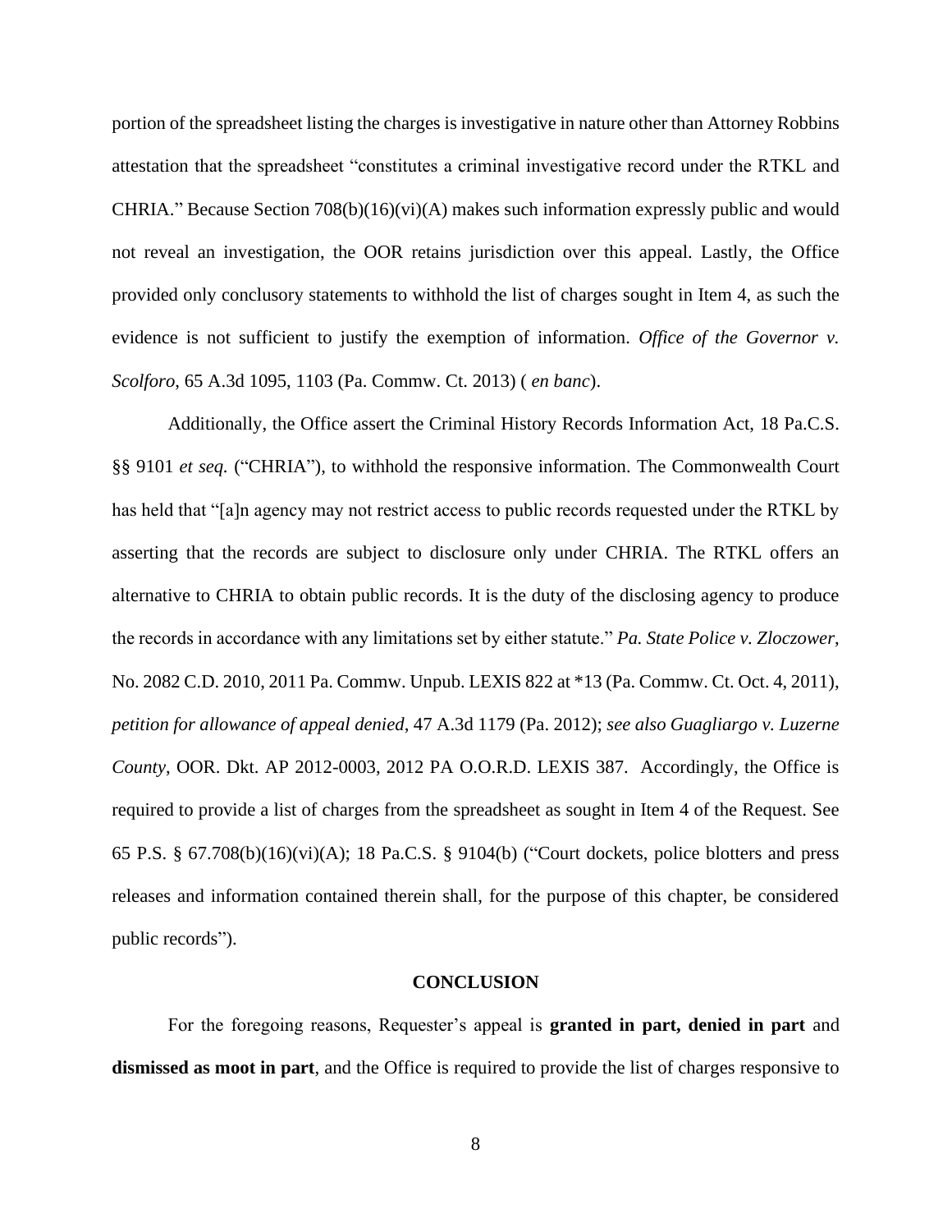portion of the spreadsheet listing the charges is investigative in nature other than Attorney Robbins attestation that the spreadsheet "constitutes a criminal investigative record under the RTKL and CHRIA." Because Section 708(b)(16)(vi)(A) makes such information expressly public and would not reveal an investigation, the OOR retains jurisdiction over this appeal. Lastly, the Office provided only conclusory statements to withhold the list of charges sought in Item 4, as such the evidence is not sufficient to justify the exemption of information. *Office of the Governor v. Scolforo*, 65 A.3d 1095, 1103 (Pa. Commw. Ct. 2013) ( *en banc*).

Additionally, the Office assert the Criminal History Records Information Act, 18 Pa.C.S. §§ 9101 *et seq.* ("CHRIA"), to withhold the responsive information. The Commonwealth Court has held that "[a]n agency may not restrict access to public records requested under the RTKL by asserting that the records are subject to disclosure only under CHRIA. The RTKL offers an alternative to CHRIA to obtain public records. It is the duty of the disclosing agency to produce the records in accordance with any limitations set by either statute." *Pa. State Police v. Zloczower*, No. 2082 C.D. 2010, 2011 Pa. Commw. Unpub. LEXIS 822 at *13 (Pa. Commw. Ct. Oct. 4, 2011), *petition for allowance of appeal denied*, 47 A.3d 1179 (Pa. 2012); *see also Guagliargo v. Luzerne County*, OOR. Dkt. AP 2012-0003, 2012 PA O.O.R.D. LEXIS 387. Accordingly, the Office is required to provide a list of charges from the spreadsheet as sought in Item 4 of the Request. See 65 P.S. § 67.708(b)(16)(vi)(A); 18 Pa.C.S. § 9104(b) ("Court dockets, police blotters and press releases and information contained therein shall, for the purpose of this chapter, be considered public records").

## CONCLUSION

For the foregoing reasons, Requester's appeal is **granted in part, denied in part** and **dismissed as moot in part**, and the Office is required to provide the list of charges responsive to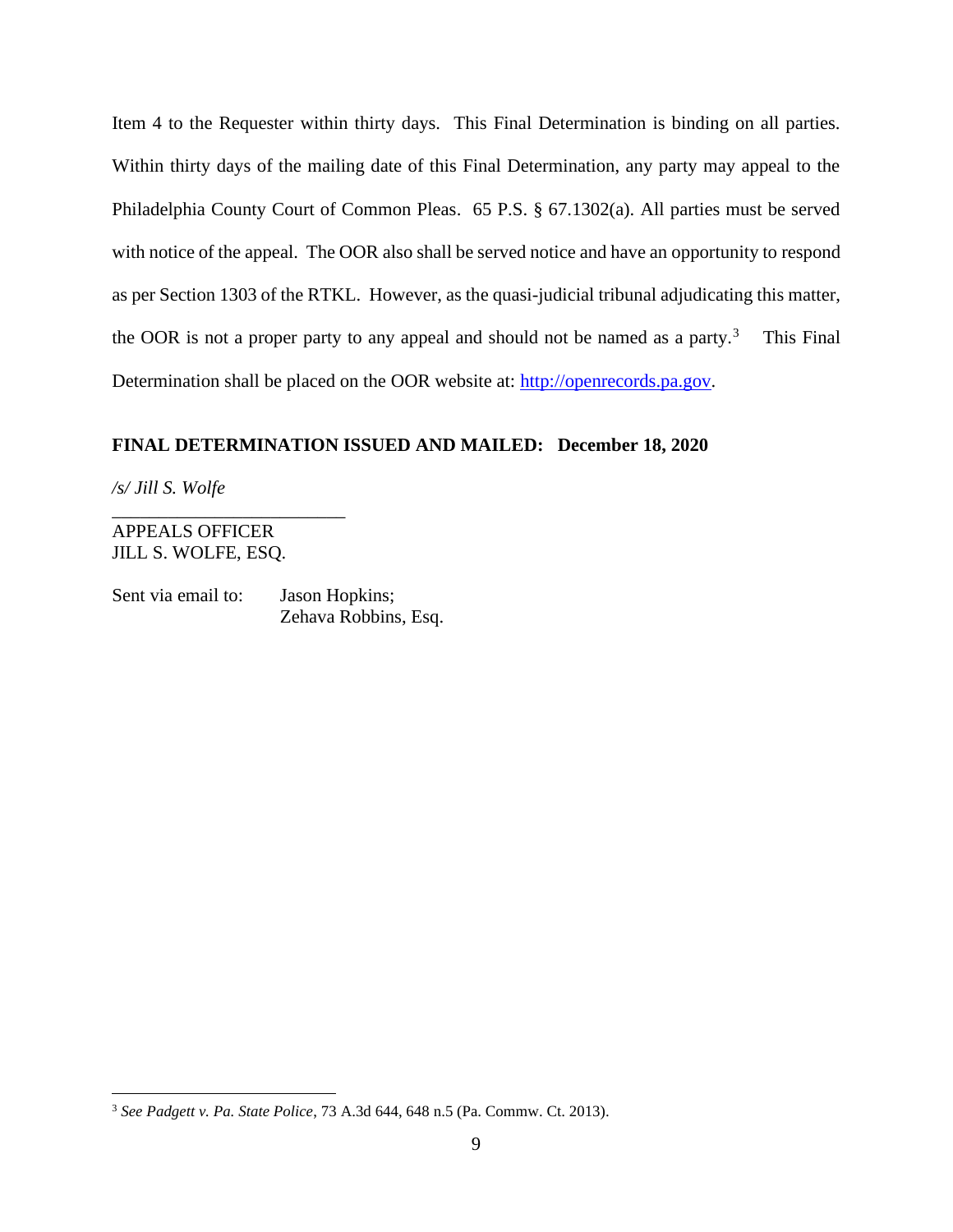Item 4 to the Requester within thirty days. This Final Determination is binding on all parties. Within thirty days of the mailing date of this Final Determination, any party may appeal to the Philadelphia County Court of Common Pleas. 65 P.S. § 67.1302(a). All parties must be served with notice of the appeal. The OOR also shall be served notice and have an opportunity to respond as per Section 1303 of the RTKL. However, as the quasi-judicial tribunal adjudicating this matter, the OOR is not a proper party to any appeal and should not be named as a party.[3] This Final Determination shall be placed on the OOR website at: http://openrecords.pa.gov.

**FINAL DETERMINATION ISSUED AND MAILED: December 18, 2020**

*/s/ Jill S. Wolfe*

\_\_\_\_\_\_\_\_\_\_\_\_\_\_\_\_\_\_\_\_\_\_\_\_\_\_

APPEALS OFFICER
JILL S. WOLFE, ESQ.

Sent via email to: Jason Hopkins;
Zehava Robbins, Esq.

---

[3] *See Padgett v. Pa. State Police*, 73 A.3d 644, 648 n.5 (Pa. Commw. Ct. 2013).